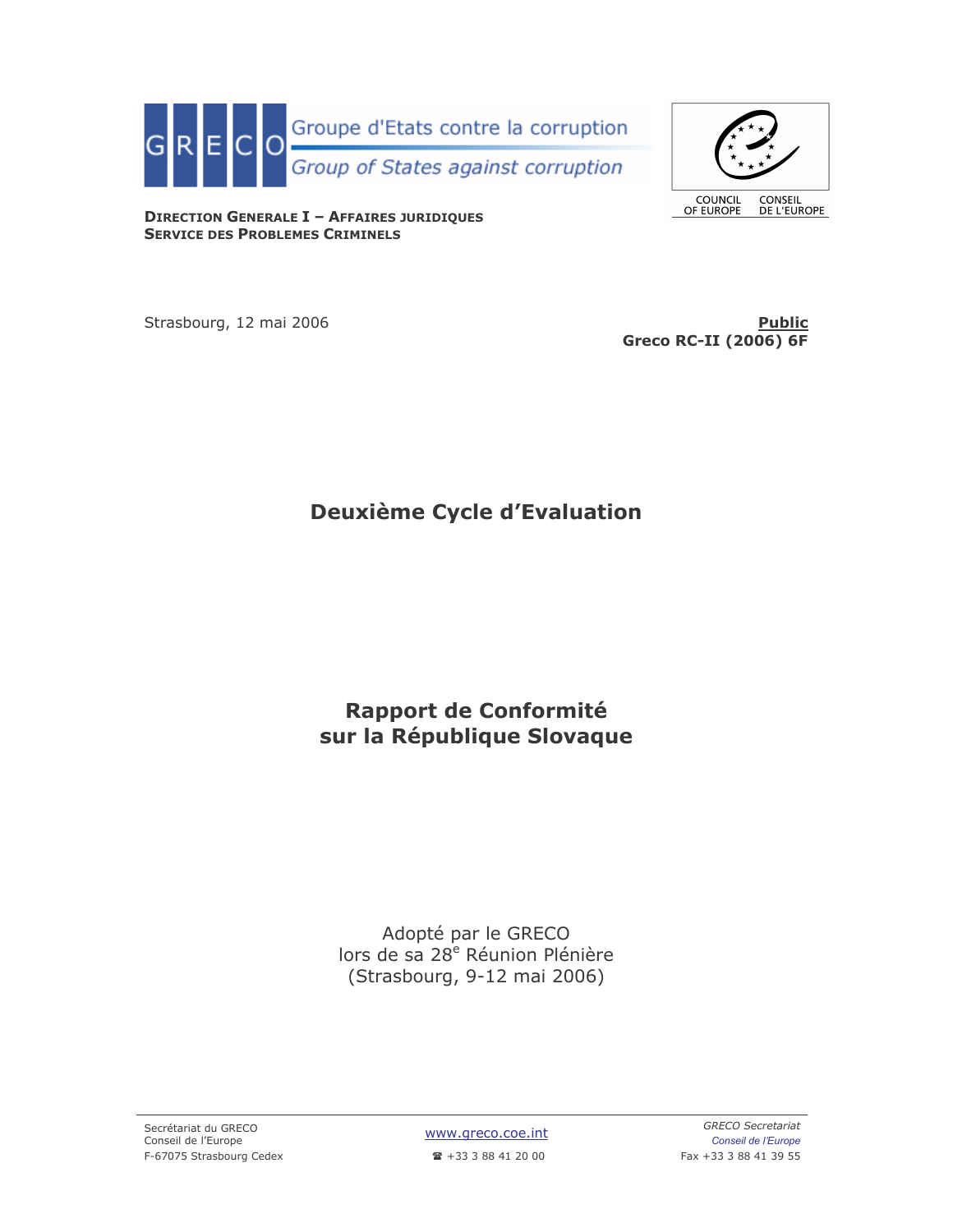GRECO Groupe d'Etats contre la corruption
*Group of States against corruption*

COUNCIL OF EUROPE CONSEIL DE L'EUROPE

**DIRECTION GENERALE I – AFFAIRES JURIDIQUES**
**SERVICE DES PROBLEMES CRIMINELS**

Strasbourg, 12 mai 2006

**Public**
**Greco RC-II (2006) 6F**

# Deuxième Cycle d'Evaluation

# Rapport de Conformité sur la République Slovaque

Adopté par le GRECO
lors de sa 28[e] Réunion Plénière
(Strasbourg, 9-12 mai 2006)

Secrétariat du GRECO
Conseil de l'Europe
F-67075 Strasbourg Cedex

www.greco.coe.int
☎ +33 3 88 41 20 00

*GRECO Secretariat*
*Conseil de l'Europe*
Fax +33 3 88 41 39 55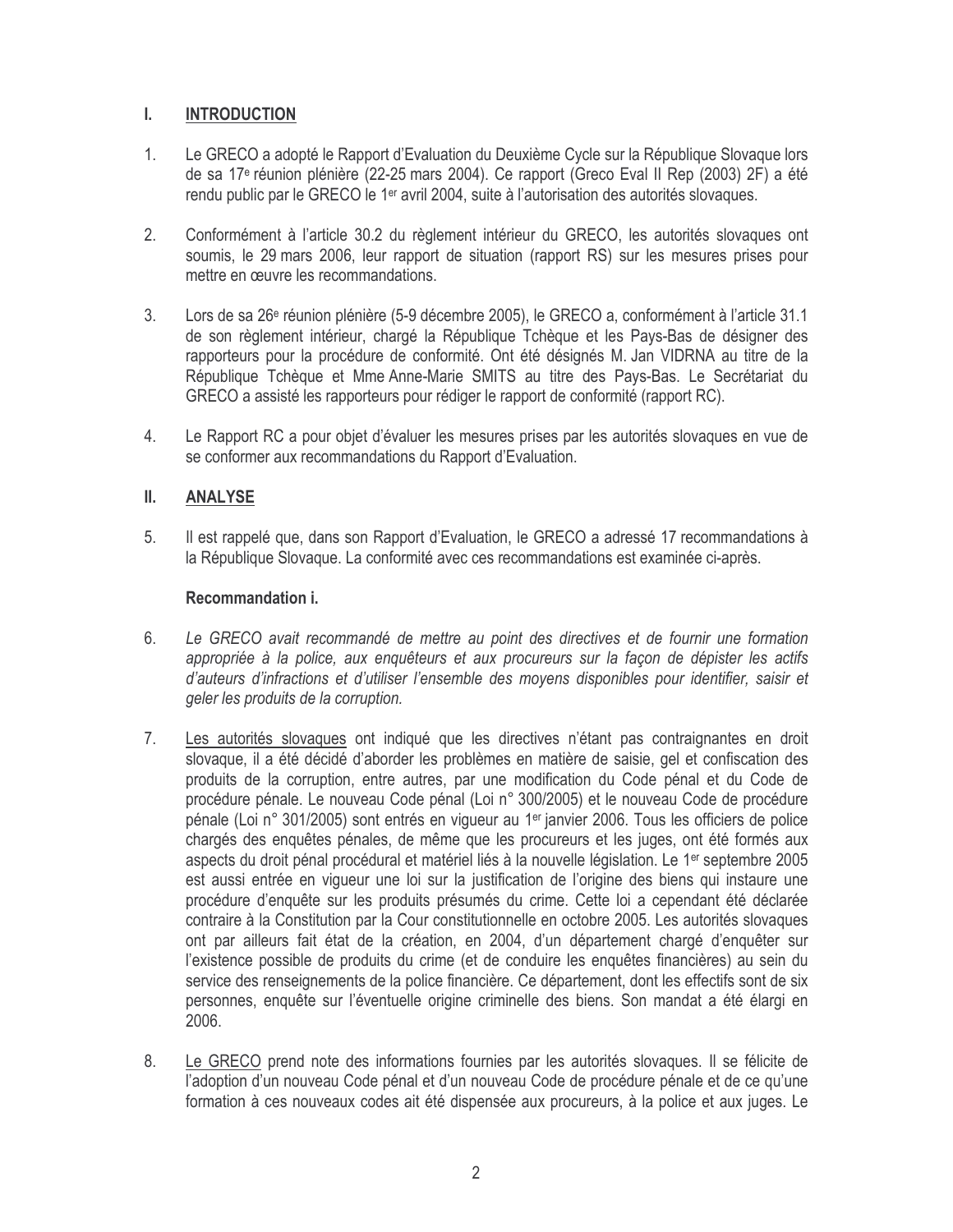## I. INTRODUCTION

1. Le GRECO a adopté le Rapport d'Evaluation du Deuxième Cycle sur la République Slovaque lors de sa 17e réunion plénière (22-25 mars 2004). Ce rapport (Greco Eval II Rep (2003) 2F) a été rendu public par le GRECO le 1er avril 2004, suite à l'autorisation des autorités slovaques.

2. Conformément à l'article 30.2 du règlement intérieur du GRECO, les autorités slovaques ont soumis, le 29 mars 2006, leur rapport de situation (rapport RS) sur les mesures prises pour mettre en œuvre les recommandations.

3. Lors de sa 26e réunion plénière (5-9 décembre 2005), le GRECO a, conformément à l'article 31.1 de son règlement intérieur, chargé la République Tchèque et les Pays-Bas de désigner des rapporteurs pour la procédure de conformité. Ont été désignés M. Jan VIDRNA au titre de la République Tchèque et Mme Anne-Marie SMITS au titre des Pays-Bas. Le Secrétariat du GRECO a assisté les rapporteurs pour rédiger le rapport de conformité (rapport RC).

4. Le Rapport RC a pour objet d'évaluer les mesures prises par les autorités slovaques en vue de se conformer aux recommandations du Rapport d'Evaluation.

## II. ANALYSE

5. Il est rappelé que, dans son Rapport d'Evaluation, le GRECO a adressé 17 recommandations à la République Slovaque. La conformité avec ces recommandations est examinée ci-après.

### Recommandation i.

6. *Le GRECO avait recommandé de mettre au point des directives et de fournir une formation appropriée à la police, aux enquêteurs et aux procureurs sur la façon de dépister les actifs d'auteurs d'infractions et d'utiliser l'ensemble des moyens disponibles pour identifier, saisir et geler les produits de la corruption.*

7. Les autorités slovaques ont indiqué que les directives n'étant pas contraignantes en droit slovaque, il a été décidé d'aborder les problèmes en matière de saisie, gel et confiscation des produits de la corruption, entre autres, par une modification du Code pénal et du Code de procédure pénale. Le nouveau Code pénal (Loi n° 300/2005) et le nouveau Code de procédure pénale (Loi n° 301/2005) sont entrés en vigueur au 1er janvier 2006. Tous les officiers de police chargés des enquêtes pénales, de même que les procureurs et les juges, ont été formés aux aspects du droit pénal procédural et matériel liés à la nouvelle législation. Le 1er septembre 2005 est aussi entrée en vigueur une loi sur la justification de l'origine des biens qui instaure une procédure d'enquête sur les produits présumés du crime. Cette loi a cependant été déclarée contraire à la Constitution par la Cour constitutionnelle en octobre 2005. Les autorités slovaques ont par ailleurs fait état de la création, en 2004, d'un département chargé d'enquêter sur l'existence possible de produits du crime (et de conduire les enquêtes financières) au sein du service des renseignements de la police financière. Ce département, dont les effectifs sont de six personnes, enquête sur l'éventuelle origine criminelle des biens. Son mandat a été élargi en 2006.

8. Le GRECO prend note des informations fournies par les autorités slovaques. Il se félicite de l'adoption d'un nouveau Code pénal et d'un nouveau Code de procédure pénale et de ce qu'une formation à ces nouveaux codes ait été dispensée aux procureurs, à la police et aux juges. Le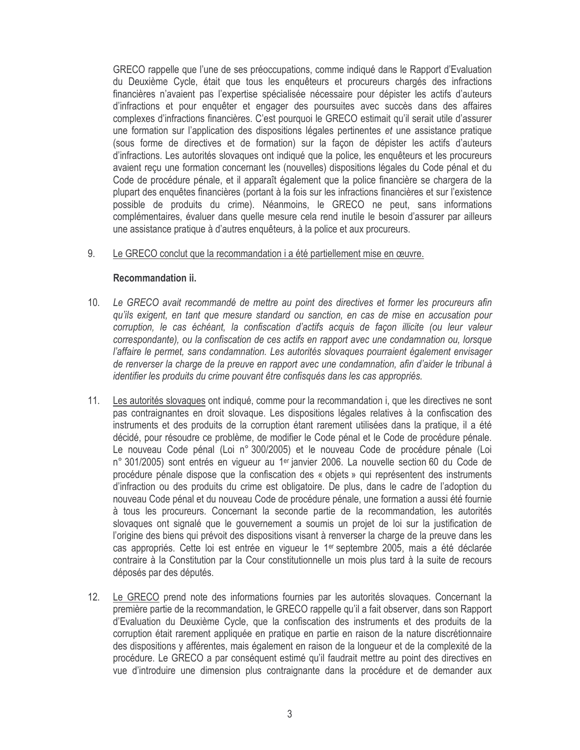GRECO rappelle que l'une de ses préoccupations, comme indiqué dans le Rapport d'Evaluation du Deuxième Cycle, était que tous les enquêteurs et procureurs chargés des infractions financières n'avaient pas l'expertise spécialisée nécessaire pour dépister les actifs d'auteurs d'infractions et pour enquêter et engager des poursuites avec succès dans des affaires complexes d'infractions financières. C'est pourquoi le GRECO estimait qu'il serait utile d'assurer une formation sur l'application des dispositions légales pertinentes *et* une assistance pratique (sous forme de directives et de formation) sur la façon de dépister les actifs d'auteurs d'infractions. Les autorités slovaques ont indiqué que la police, les enquêteurs et les procureurs avaient reçu une formation concernant les (nouvelles) dispositions légales du Code pénal et du Code de procédure pénale, et il apparaît également que la police financière se chargera de la plupart des enquêtes financières (portant à la fois sur les infractions financières et sur l'existence possible de produits du crime). Néanmoins, le GRECO ne peut, sans informations complémentaires, évaluer dans quelle mesure cela rend inutile le besoin d'assurer par ailleurs une assistance pratique à d'autres enquêteurs, à la police et aux procureurs.

9. Le GRECO conclut que la recommandation i a été partiellement mise en œuvre.

**Recommandation ii.**

10. *Le GRECO avait recommandé de mettre au point des directives et former les procureurs afin qu'ils exigent, en tant que mesure standard ou sanction, en cas de mise en accusation pour corruption, le cas échéant, la confiscation d'actifs acquis de façon illicite (ou leur valeur correspondante), ou la confiscation de ces actifs en rapport avec une condamnation ou, lorsque l'affaire le permet, sans condamnation. Les autorités slovaques pourraient également envisager de renverser la charge de la preuve en rapport avec une condamnation, afin d'aider le tribunal à identifier les produits du crime pouvant être confisqués dans les cas appropriés.*

11. Les autorités slovaques ont indiqué, comme pour la recommandation i, que les directives ne sont pas contraignantes en droit slovaque. Les dispositions légales relatives à la confiscation des instruments et des produits de la corruption étant rarement utilisées dans la pratique, il a été décidé, pour résoudre ce problème, de modifier le Code pénal et le Code de procédure pénale. Le nouveau Code pénal (Loi n° 300/2005) et le nouveau Code de procédure pénale (Loi n° 301/2005) sont entrés en vigueur au 1er janvier 2006. La nouvelle section 60 du Code de procédure pénale dispose que la confiscation des « objets » qui représentent des instruments d'infraction ou des produits du crime est obligatoire. De plus, dans le cadre de l'adoption du nouveau Code pénal et du nouveau Code de procédure pénale, une formation a aussi été fournie à tous les procureurs. Concernant la seconde partie de la recommandation, les autorités slovaques ont signalé que le gouvernement a soumis un projet de loi sur la justification de l'origine des biens qui prévoit des dispositions visant à renverser la charge de la preuve dans les cas appropriés. Cette loi est entrée en vigueur le 1er septembre 2005, mais a été déclarée contraire à la Constitution par la Cour constitutionnelle un mois plus tard à la suite de recours déposés par des députés.

12. Le GRECO prend note des informations fournies par les autorités slovaques. Concernant la première partie de la recommandation, le GRECO rappelle qu'il a fait observer, dans son Rapport d'Evaluation du Deuxième Cycle, que la confiscation des instruments et des produits de la corruption était rarement appliquée en pratique en partie en raison de la nature discrétionnaire des dispositions y afférentes, mais également en raison de la longueur et de la complexité de la procédure. Le GRECO a par conséquent estimé qu'il faudrait mettre au point des directives en vue d'introduire une dimension plus contraignante dans la procédure et de demander aux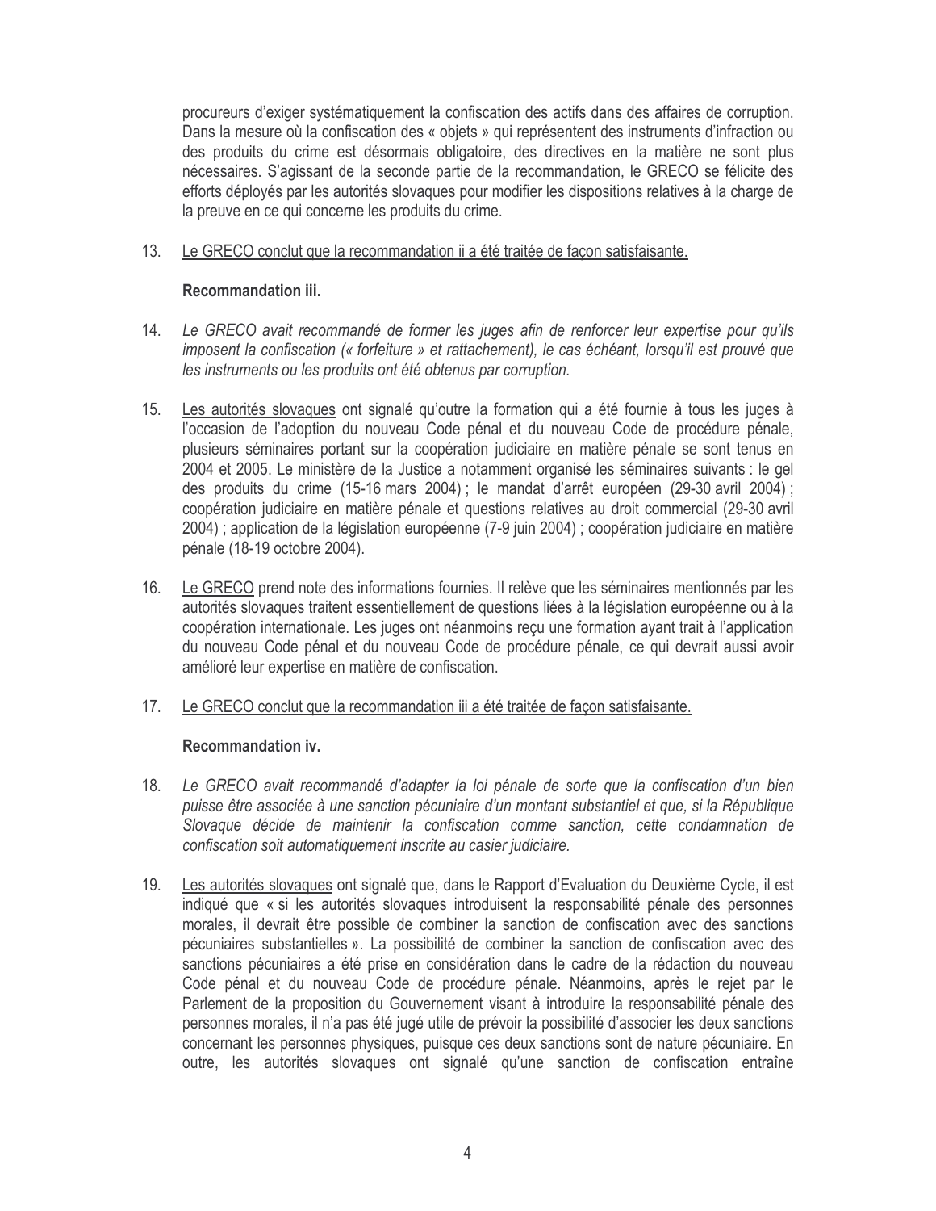procureurs d'exiger systématiquement la confiscation des actifs dans des affaires de corruption. Dans la mesure où la confiscation des « objets » qui représentent des instruments d'infraction ou des produits du crime est désormais obligatoire, des directives en la matière ne sont plus nécessaires. S'agissant de la seconde partie de la recommandation, le GRECO se félicite des efforts déployés par les autorités slovaques pour modifier les dispositions relatives à la charge de la preuve en ce qui concerne les produits du crime.

13. Le GRECO conclut que la recommandation ii a été traitée de façon satisfaisante.

**Recommandation iii.**

14. *Le GRECO avait recommandé de former les juges afin de renforcer leur expertise pour qu'ils imposent la confiscation (« forfeiture » et rattachement), le cas échéant, lorsqu'il est prouvé que les instruments ou les produits ont été obtenus par corruption.*

15. Les autorités slovaques ont signalé qu'outre la formation qui a été fournie à tous les juges à l'occasion de l'adoption du nouveau Code pénal et du nouveau Code de procédure pénale, plusieurs séminaires portant sur la coopération judiciaire en matière pénale se sont tenus en 2004 et 2005. Le ministère de la Justice a notamment organisé les séminaires suivants : le gel des produits du crime (15-16 mars 2004) ; le mandat d'arrêt européen (29-30 avril 2004) ; coopération judiciaire en matière pénale et questions relatives au droit commercial (29-30 avril 2004) ; application de la législation européenne (7-9 juin 2004) ; coopération judiciaire en matière pénale (18-19 octobre 2004).

16. Le GRECO prend note des informations fournies. Il relève que les séminaires mentionnés par les autorités slovaques traitent essentiellement de questions liées à la législation européenne ou à la coopération internationale. Les juges ont néanmoins reçu une formation ayant trait à l'application du nouveau Code pénal et du nouveau Code de procédure pénale, ce qui devrait aussi avoir amélioré leur expertise en matière de confiscation.

17. Le GRECO conclut que la recommandation iii a été traitée de façon satisfaisante.

**Recommandation iv.**

18. *Le GRECO avait recommandé d'adapter la loi pénale de sorte que la confiscation d'un bien puisse être associée à une sanction pécuniaire d'un montant substantiel et que, si la République Slovaque décide de maintenir la confiscation comme sanction, cette condamnation de confiscation soit automatiquement inscrite au casier judiciaire.*

19. Les autorités slovaques ont signalé que, dans le Rapport d'Evaluation du Deuxième Cycle, il est indiqué que « si les autorités slovaques introduisent la responsabilité pénale des personnes morales, il devrait être possible de combiner la sanction de confiscation avec des sanctions pécuniaires substantielles ». La possibilité de combiner la sanction de confiscation avec des sanctions pécuniaires a été prise en considération dans le cadre de la rédaction du nouveau Code pénal et du nouveau Code de procédure pénale. Néanmoins, après le rejet par le Parlement de la proposition du Gouvernement visant à introduire la responsabilité pénale des personnes morales, il n'a pas été jugé utile de prévoir la possibilité d'associer les deux sanctions concernant les personnes physiques, puisque ces deux sanctions sont de nature pécuniaire. En outre, les autorités slovaques ont signalé qu'une sanction de confiscation entraîne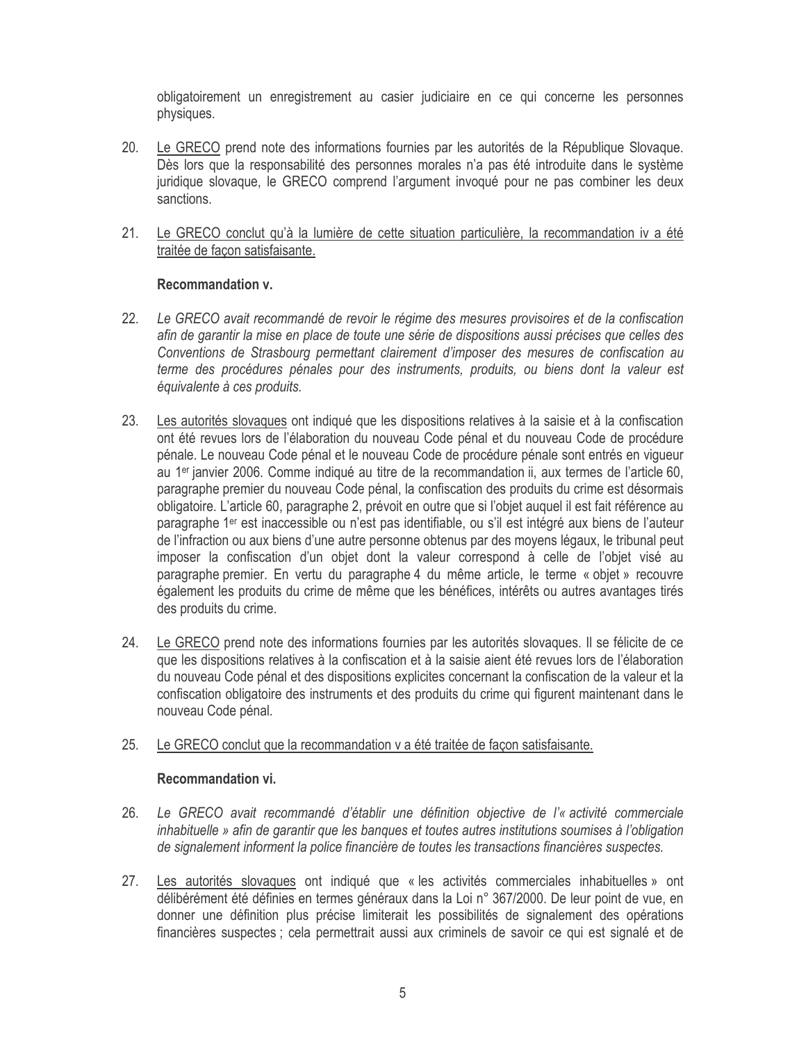obligatoirement un enregistrement au casier judiciaire en ce qui concerne les personnes physiques.

20. Le GRECO prend note des informations fournies par les autorités de la République Slovaque. Dès lors que la responsabilité des personnes morales n'a pas été introduite dans le système juridique slovaque, le GRECO comprend l'argument invoqué pour ne pas combiner les deux sanctions.

21. Le GRECO conclut qu'à la lumière de cette situation particulière, la recommandation iv a été traitée de façon satisfaisante.

**Recommandation v.**

22. *Le GRECO avait recommandé de revoir le régime des mesures provisoires et de la confiscation afin de garantir la mise en place de toute une série de dispositions aussi précises que celles des Conventions de Strasbourg permettant clairement d'imposer des mesures de confiscation au terme des procédures pénales pour des instruments, produits, ou biens dont la valeur est équivalente à ces produits.*

23. Les autorités slovaques ont indiqué que les dispositions relatives à la saisie et à la confiscation ont été revues lors de l'élaboration du nouveau Code pénal et du nouveau Code de procédure pénale. Le nouveau Code pénal et le nouveau Code de procédure pénale sont entrés en vigueur au 1er janvier 2006. Comme indiqué au titre de la recommandation ii, aux termes de l'article 60, paragraphe premier du nouveau Code pénal, la confiscation des produits du crime est désormais obligatoire. L'article 60, paragraphe 2, prévoit en outre que si l'objet auquel il est fait référence au paragraphe 1er est inaccessible ou n'est pas identifiable, ou s'il est intégré aux biens de l'auteur de l'infraction ou aux biens d'une autre personne obtenus par des moyens légaux, le tribunal peut imposer la confiscation d'un objet dont la valeur correspond à celle de l'objet visé au paragraphe premier. En vertu du paragraphe 4 du même article, le terme « objet » recouvre également les produits du crime de même que les bénéfices, intérêts ou autres avantages tirés des produits du crime.

24. Le GRECO prend note des informations fournies par les autorités slovaques. Il se félicite de ce que les dispositions relatives à la confiscation et à la saisie aient été revues lors de l'élaboration du nouveau Code pénal et des dispositions explicites concernant la confiscation de la valeur et la confiscation obligatoire des instruments et des produits du crime qui figurent maintenant dans le nouveau Code pénal.

25. Le GRECO conclut que la recommandation v a été traitée de façon satisfaisante.

**Recommandation vi.**

26. *Le GRECO avait recommandé d'établir une définition objective de l'« activité commerciale inhabituelle » afin de garantir que les banques et toutes autres institutions soumises à l'obligation de signalement informent la police financière de toutes les transactions financières suspectes.*

27. Les autorités slovaques ont indiqué que « les activités commerciales inhabituelles » ont délibérément été définies en termes généraux dans la Loi n° 367/2000. De leur point de vue, en donner une définition plus précise limiterait les possibilités de signalement des opérations financières suspectes ; cela permettrait aussi aux criminels de savoir ce qui est signalé et de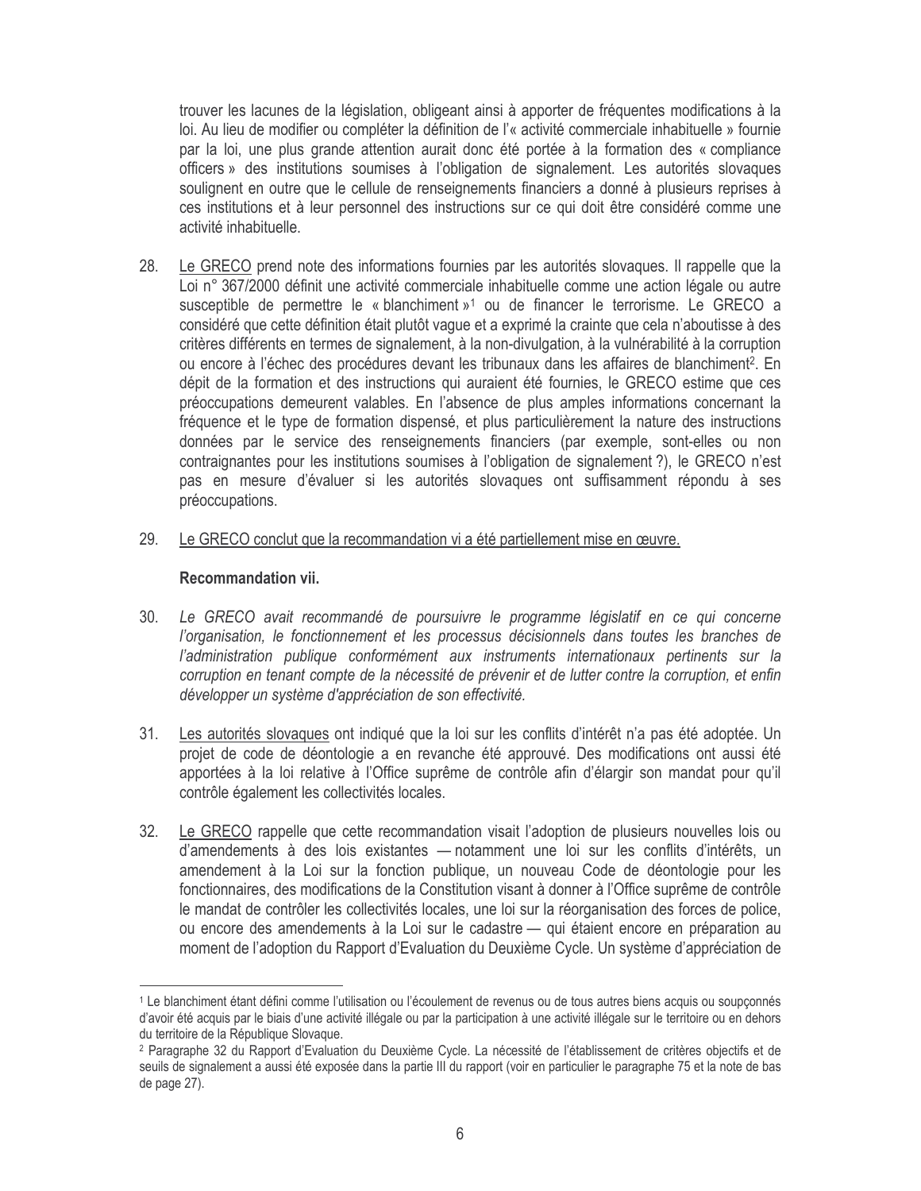trouver les lacunes de la législation, obligeant ainsi à apporter de fréquentes modifications à la loi. Au lieu de modifier ou compléter la définition de l'« activité commerciale inhabituelle » fournie par la loi, une plus grande attention aurait donc été portée à la formation des « compliance officers » des institutions soumises à l'obligation de signalement. Les autorités slovaques soulignent en outre que le cellule de renseignements financiers a donné à plusieurs reprises à ces institutions et à leur personnel des instructions sur ce qui doit être considéré comme une activité inhabituelle.

28. Le GRECO prend note des informations fournies par les autorités slovaques. Il rappelle que la Loi n° 367/2000 définit une activité commerciale inhabituelle comme une action légale ou autre susceptible de permettre le « blanchiment »[1] ou de financer le terrorisme. Le GRECO a considéré que cette définition était plutôt vague et a exprimé la crainte que cela n'aboutisse à des critères différents en termes de signalement, à la non-divulgation, à la vulnérabilité à la corruption ou encore à l'échec des procédures devant les tribunaux dans les affaires de blanchiment[2]. En dépit de la formation et des instructions qui auraient été fournies, le GRECO estime que ces préoccupations demeurent valables. En l'absence de plus amples informations concernant la fréquence et le type de formation dispensé, et plus particulièrement la nature des instructions données par le service des renseignements financiers (par exemple, sont-elles ou non contraignantes pour les institutions soumises à l'obligation de signalement ?), le GRECO n'est pas en mesure d'évaluer si les autorités slovaques ont suffisamment répondu à ses préoccupations.

29. Le GRECO conclut que la recommandation vi a été partiellement mise en œuvre.

**Recommandation vii.**

30. *Le GRECO avait recommandé de poursuivre le programme législatif en ce qui concerne l'organisation, le fonctionnement et les processus décisionnels dans toutes les branches de l'administration publique conformément aux instruments internationaux pertinents sur la corruption en tenant compte de la nécessité de prévenir et de lutter contre la corruption, et enfin développer un système d'appréciation de son effectivité.*

31. Les autorités slovaques ont indiqué que la loi sur les conflits d'intérêt n'a pas été adoptée. Un projet de code de déontologie a en revanche été approuvé. Des modifications ont aussi été apportées à la loi relative à l'Office suprême de contrôle afin d'élargir son mandat pour qu'il contrôle également les collectivités locales.

32. Le GRECO rappelle que cette recommandation visait l'adoption de plusieurs nouvelles lois ou d'amendements à des lois existantes — notamment une loi sur les conflits d'intérêts, un amendement à la Loi sur la fonction publique, un nouveau Code de déontologie pour les fonctionnaires, des modifications de la Constitution visant à donner à l'Office suprême de contrôle le mandat de contrôler les collectivités locales, une loi sur la réorganisation des forces de police, ou encore des amendements à la Loi sur le cadastre — qui étaient encore en préparation au moment de l'adoption du Rapport d'Evaluation du Deuxième Cycle. Un système d'appréciation de

---

[1] Le blanchiment étant défini comme l'utilisation ou l'écoulement de revenus ou de tous autres biens acquis ou soupçonnés d'avoir été acquis par le biais d'une activité illégale ou par la participation à une activité illégale sur le territoire ou en dehors du territoire de la République Slovaque.

[2] Paragraphe 32 du Rapport d'Evaluation du Deuxième Cycle. La nécessité de l'établissement de critères objectifs et de seuils de signalement a aussi été exposée dans la partie III du rapport (voir en particulier le paragraphe 75 et la note de bas de page 27).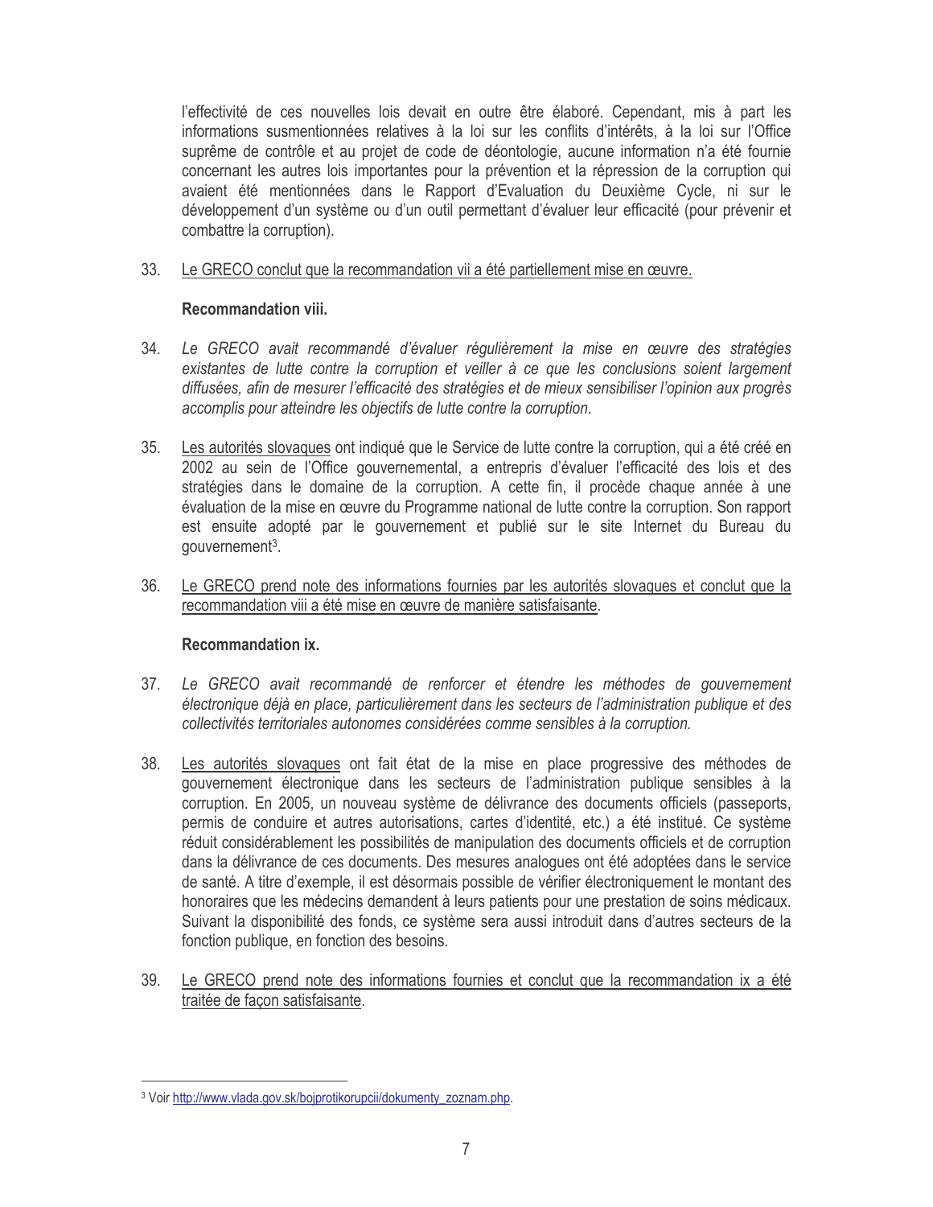l'effectivité de ces nouvelles lois devait en outre être élaboré. Cependant, mis à part les informations susmentionnées relatives à la loi sur les conflits d'intérêts, à la loi sur l'Office suprême de contrôle et au projet de code de déontologie, aucune information n'a été fournie concernant les autres lois importantes pour la prévention et la répression de la corruption qui avaient été mentionnées dans le Rapport d'Evaluation du Deuxième Cycle, ni sur le développement d'un système ou d'un outil permettant d'évaluer leur efficacité (pour prévenir et combattre la corruption).

33. Le GRECO conclut que la recommandation vii a été partiellement mise en œuvre.

**Recommandation viii.**

34. *Le GRECO avait recommandé d'évaluer régulièrement la mise en œuvre des stratégies existantes de lutte contre la corruption et veiller à ce que les conclusions soient largement diffusées, afin de mesurer l'efficacité des stratégies et de mieux sensibiliser l'opinion aux progrès accomplis pour atteindre les objectifs de lutte contre la corruption.*

35. Les autorités slovaques ont indiqué que le Service de lutte contre la corruption, qui a été créé en 2002 au sein de l'Office gouvernemental, a entrepris d'évaluer l'efficacité des lois et des stratégies dans le domaine de la corruption. A cette fin, il procède chaque année à une évaluation de la mise en œuvre du Programme national de lutte contre la corruption. Son rapport est ensuite adopté par le gouvernement et publié sur le site Internet du Bureau du gouvernement[3].

36. Le GRECO prend note des informations fournies par les autorités slovaques et conclut que la recommandation viii a été mise en œuvre de manière satisfaisante.

**Recommandation ix.**

37. *Le GRECO avait recommandé de renforcer et étendre les méthodes de gouvernement électronique déjà en place, particulièrement dans les secteurs de l'administration publique et des collectivités territoriales autonomes considérées comme sensibles à la corruption.*

38. Les autorités slovaques ont fait état de la mise en place progressive des méthodes de gouvernement électronique dans les secteurs de l'administration publique sensibles à la corruption. En 2005, un nouveau système de délivrance des documents officiels (passeports, permis de conduire et autres autorisations, cartes d'identité, etc.) a été institué. Ce système réduit considérablement les possibilités de manipulation des documents officiels et de corruption dans la délivrance de ces documents. Des mesures analogues ont été adoptées dans le service de santé. A titre d'exemple, il est désormais possible de vérifier électroniquement le montant des honoraires que les médecins demandent à leurs patients pour une prestation de soins médicaux. Suivant la disponibilité des fonds, ce système sera aussi introduit dans d'autres secteurs de la fonction publique, en fonction des besoins.

39. Le GRECO prend note des informations fournies et conclut que la recommandation ix a été traitée de façon satisfaisante.

---

[3] Voir http://www.vlada.gov.sk/bojprotikorupcii/dokumenty_zoznam.php.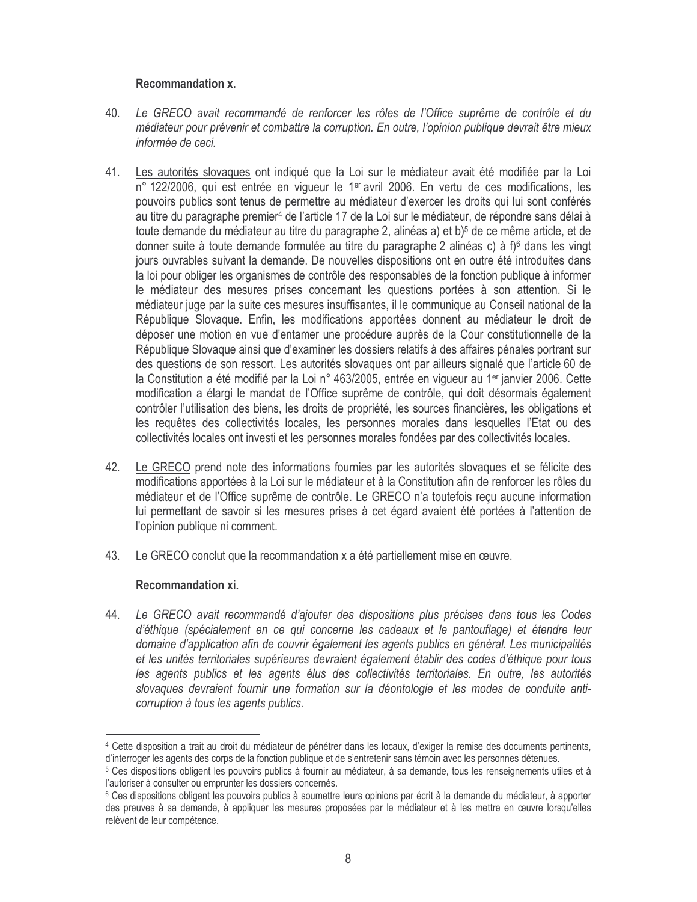**Recommandation x.**

40. *Le GRECO avait recommandé de renforcer les rôles de l'Office suprême de contrôle et du médiateur pour prévenir et combattre la corruption. En outre, l'opinion publique devrait être mieux informée de ceci.*

41. Les autorités slovaques ont indiqué que la Loi sur le médiateur avait été modifiée par la Loi n° 122/2006, qui est entrée en vigueur le 1er avril 2006. En vertu de ces modifications, les pouvoirs publics sont tenus de permettre au médiateur d'exercer les droits qui lui sont conférés au titre du paragraphe premier[4] de l'article 17 de la Loi sur le médiateur, de répondre sans délai à toute demande du médiateur au titre du paragraphe 2, alinéas a) et b)[5] de ce même article, et de donner suite à toute demande formulée au titre du paragraphe 2 alinéas c) à f)[6] dans les vingt jours ouvrables suivant la demande. De nouvelles dispositions ont en outre été introduites dans la loi pour obliger les organismes de contrôle des responsables de la fonction publique à informer le médiateur des mesures prises concernant les questions portées à son attention. Si le médiateur juge par la suite ces mesures insuffisantes, il le communique au Conseil national de la République Slovaque. Enfin, les modifications apportées donnent au médiateur le droit de déposer une motion en vue d'entamer une procédure auprès de la Cour constitutionnelle de la République Slovaque ainsi que d'examiner les dossiers relatifs à des affaires pénales portant sur des questions de son ressort. Les autorités slovaques ont par ailleurs signalé que l'article 60 de la Constitution a été modifié par la Loi n° 463/2005, entrée en vigueur au 1er janvier 2006. Cette modification a élargi le mandat de l'Office suprême de contrôle, qui doit désormais également contrôler l'utilisation des biens, les droits de propriété, les sources financières, les obligations et les requêtes des collectivités locales, les personnes morales dans lesquelles l'Etat ou des collectivités locales ont investi et les personnes morales fondées par des collectivités locales.

42. Le GRECO prend note des informations fournies par les autorités slovaques et se félicite des modifications apportées à la Loi sur le médiateur et à la Constitution afin de renforcer les rôles du médiateur et de l'Office suprême de contrôle. Le GRECO n'a toutefois reçu aucune information lui permettant de savoir si les mesures prises à cet égard avaient été portées à l'attention de l'opinion publique ni comment.

43. Le GRECO conclut que la recommandation x a été partiellement mise en œuvre.

**Recommandation xi.**

44. *Le GRECO avait recommandé d'ajouter des dispositions plus précises dans tous les Codes d'éthique (spécialement en ce qui concerne les cadeaux et le pantouflage) et étendre leur domaine d'application afin de couvrir également les agents publics en général. Les municipalités et les unités territoriales supérieures devraient également établir des codes d'éthique pour tous les agents publics et les agents élus des collectivités territoriales. En outre, les autorités slovaques devraient fournir une formation sur la déontologie et les modes de conduite anti-corruption à tous les agents publics.*

---

[4] Cette disposition a trait au droit du médiateur de pénétrer dans les locaux, d'exiger la remise des documents pertinents, d'interroger les agents des corps de la fonction publique et de s'entretenir sans témoin avec les personnes détenues.

[5] Ces dispositions obligent les pouvoirs publics à fournir au médiateur, à sa demande, tous les renseignements utiles et à l'autoriser à consulter ou emprunter les dossiers concernés.

[6] Ces dispositions obligent les pouvoirs publics à soumettre leurs opinions par écrit à la demande du médiateur, à apporter des preuves à sa demande, à appliquer les mesures proposées par le médiateur et à les mettre en œuvre lorsqu'elles relèvent de leur compétence.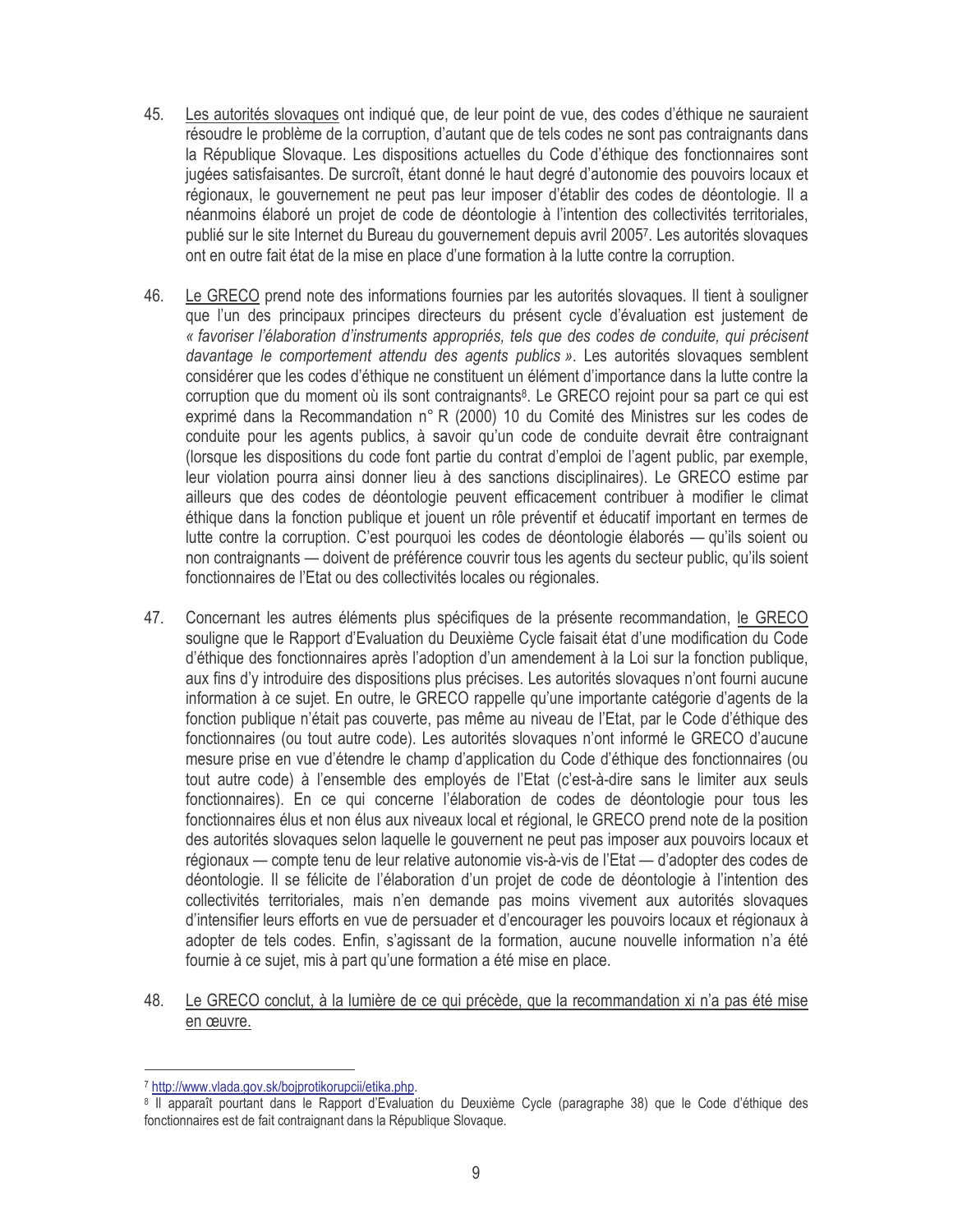45. Les autorités slovaques ont indiqué que, de leur point de vue, des codes d'éthique ne sauraient résoudre le problème de la corruption, d'autant que de tels codes ne sont pas contraignants dans la République Slovaque. Les dispositions actuelles du Code d'éthique des fonctionnaires sont jugées satisfaisantes. De surcroît, étant donné le haut degré d'autonomie des pouvoirs locaux et régionaux, le gouvernement ne peut pas leur imposer d'établir des codes de déontologie. Il a néanmoins élaboré un projet de code de déontologie à l'intention des collectivités territoriales, publié sur le site Internet du Bureau du gouvernement depuis avril 2005[7]. Les autorités slovaques ont en outre fait état de la mise en place d'une formation à la lutte contre la corruption.

46. Le GRECO prend note des informations fournies par les autorités slovaques. Il tient à souligner que l'un des principaux principes directeurs du présent cycle d'évaluation est justement de *« favoriser l'élaboration d'instruments appropriés, tels que des codes de conduite, qui précisent davantage le comportement attendu des agents publics »*. Les autorités slovaques semblent considérer que les codes d'éthique ne constituent un élément d'importance dans la lutte contre la corruption que du moment où ils sont contraignants[8]. Le GRECO rejoint pour sa part ce qui est exprimé dans la Recommandation n° R (2000) 10 du Comité des Ministres sur les codes de conduite pour les agents publics, à savoir qu'un code de conduite devrait être contraignant (lorsque les dispositions du code font partie du contrat d'emploi de l'agent public, par exemple, leur violation pourra ainsi donner lieu à des sanctions disciplinaires). Le GRECO estime par ailleurs que des codes de déontologie peuvent efficacement contribuer à modifier le climat éthique dans la fonction publique et jouent un rôle préventif et éducatif important en termes de lutte contre la corruption. C'est pourquoi les codes de déontologie élaborés — qu'ils soient ou non contraignants — doivent de préférence couvrir tous les agents du secteur public, qu'ils soient fonctionnaires de l'Etat ou des collectivités locales ou régionales.

47. Concernant les autres éléments plus spécifiques de la présente recommandation, le GRECO souligne que le Rapport d'Evaluation du Deuxième Cycle faisait état d'une modification du Code d'éthique des fonctionnaires après l'adoption d'un amendement à la Loi sur la fonction publique, aux fins d'y introduire des dispositions plus précises. Les autorités slovaques n'ont fourni aucune information à ce sujet. En outre, le GRECO rappelle qu'une importante catégorie d'agents de la fonction publique n'était pas couverte, pas même au niveau de l'Etat, par le Code d'éthique des fonctionnaires (ou tout autre code). Les autorités slovaques n'ont informé le GRECO d'aucune mesure prise en vue d'étendre le champ d'application du Code d'éthique des fonctionnaires (ou tout autre code) à l'ensemble des employés de l'Etat (c'est-à-dire sans le limiter aux seuls fonctionnaires). En ce qui concerne l'élaboration de codes de déontologie pour tous les fonctionnaires élus et non élus aux niveaux local et régional, le GRECO prend note de la position des autorités slovaques selon laquelle le gouvernement ne peut pas imposer aux pouvoirs locaux et régionaux — compte tenu de leur relative autonomie vis-à-vis de l'Etat — d'adopter des codes de déontologie. Il se félicite de l'élaboration d'un projet de code de déontologie à l'intention des collectivités territoriales, mais n'en demande pas moins vivement aux autorités slovaques d'intensifier leurs efforts en vue de persuader et d'encourager les pouvoirs locaux et régionaux à adopter de tels codes. Enfin, s'agissant de la formation, aucune nouvelle information n'a été fournie à ce sujet, mis à part qu'une formation a été mise en place.

48. Le GRECO conclut, à la lumière de ce qui précède, que la recommandation xi n'a pas été mise en œuvre.

---

[7] http://www.vlada.gov.sk/bojprotikorupcii/etika.php.

[8] Il apparaît pourtant dans le Rapport d'Evaluation du Deuxième Cycle (paragraphe 38) que le Code d'éthique des fonctionnaires est de fait contraignant dans la République Slovaque.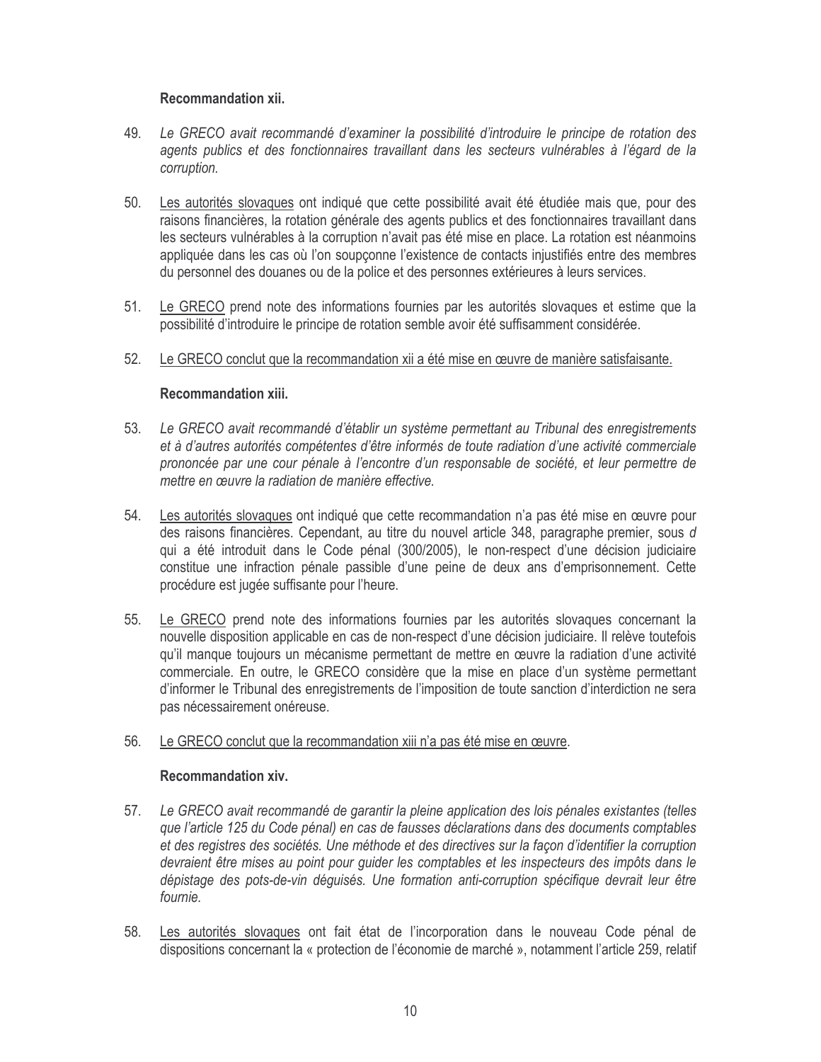**Recommandation xii.**

49. *Le GRECO avait recommandé d'examiner la possibilité d'introduire le principe de rotation des agents publics et des fonctionnaires travaillant dans les secteurs vulnérables à l'égard de la corruption.*

50. Les autorités slovaques ont indiqué que cette possibilité avait été étudiée mais que, pour des raisons financières, la rotation générale des agents publics et des fonctionnaires travaillant dans les secteurs vulnérables à la corruption n'avait pas été mise en place. La rotation est néanmoins appliquée dans les cas où l'on soupçonne l'existence de contacts injustifiés entre des membres du personnel des douanes ou de la police et des personnes extérieures à leurs services.

51. Le GRECO prend note des informations fournies par les autorités slovaques et estime que la possibilité d'introduire le principe de rotation semble avoir été suffisamment considérée.

52. Le GRECO conclut que la recommandation xii a été mise en œuvre de manière satisfaisante.

**Recommandation xiii.**

53. *Le GRECO avait recommandé d'établir un système permettant au Tribunal des enregistrements et à d'autres autorités compétentes d'être informés de toute radiation d'une activité commerciale prononcée par une cour pénale à l'encontre d'un responsable de société, et leur permettre de mettre en œuvre la radiation de manière effective.*

54. Les autorités slovaques ont indiqué que cette recommandation n'a pas été mise en œuvre pour des raisons financières. Cependant, au titre du nouvel article 348, paragraphe premier, sous *d* qui a été introduit dans le Code pénal (300/2005), le non-respect d'une décision judiciaire constitue une infraction pénale passible d'une peine de deux ans d'emprisonnement. Cette procédure est jugée suffisante pour l'heure.

55. Le GRECO prend note des informations fournies par les autorités slovaques concernant la nouvelle disposition applicable en cas de non-respect d'une décision judiciaire. Il relève toutefois qu'il manque toujours un mécanisme permettant de mettre en œuvre la radiation d'une activité commerciale. En outre, le GRECO considère que la mise en place d'un système permettant d'informer le Tribunal des enregistrements de l'imposition de toute sanction d'interdiction ne sera pas nécessairement onéreuse.

56. Le GRECO conclut que la recommandation xiii n'a pas été mise en œuvre.

**Recommandation xiv.**

57. *Le GRECO avait recommandé de garantir la pleine application des lois pénales existantes (telles que l'article 125 du Code pénal) en cas de fausses déclarations dans des documents comptables et des registres des sociétés. Une méthode et des directives sur la façon d'identifier la corruption devraient être mises au point pour guider les comptables et les inspecteurs des impôts dans le dépistage des pots-de-vin déguisés. Une formation anti-corruption spécifique devrait leur être fournie.*

58. Les autorités slovaques ont fait état de l'incorporation dans le nouveau Code pénal de dispositions concernant la « protection de l'économie de marché », notamment l'article 259, relatif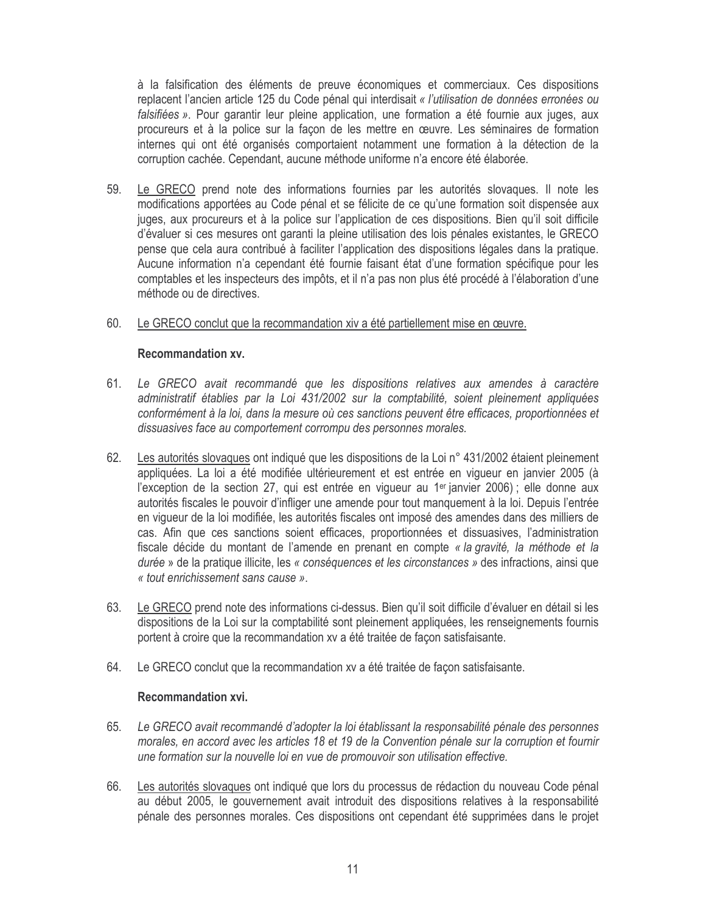à la falsification des éléments de preuve économiques et commerciaux. Ces dispositions replacent l'ancien article 125 du Code pénal qui interdisait *« l'utilisation de données erronées ou falsifiées »*. Pour garantir leur pleine application, une formation a été fournie aux juges, aux procureurs et à la police sur la façon de les mettre en œuvre. Les séminaires de formation internes qui ont été organisés comportaient notamment une formation à la détection de la corruption cachée. Cependant, aucune méthode uniforme n'a encore été élaborée.

59. Le GRECO prend note des informations fournies par les autorités slovaques. Il note les modifications apportées au Code pénal et se félicite de ce qu'une formation soit dispensée aux juges, aux procureurs et à la police sur l'application de ces dispositions. Bien qu'il soit difficile d'évaluer si ces mesures ont garanti la pleine utilisation des lois pénales existantes, le GRECO pense que cela aura contribué à faciliter l'application des dispositions légales dans la pratique. Aucune information n'a cependant été fournie faisant état d'une formation spécifique pour les comptables et les inspecteurs des impôts, et il n'a pas non plus été procédé à l'élaboration d'une méthode ou de directives.

60. Le GRECO conclut que la recommandation xiv a été partiellement mise en œuvre.

**Recommandation xv.**

61. *Le GRECO avait recommandé que les dispositions relatives aux amendes à caractère administratif établies par la Loi 431/2002 sur la comptabilité, soient pleinement appliquées conformément à la loi, dans la mesure où ces sanctions peuvent être efficaces, proportionnées et dissuasives face au comportement corrompu des personnes morales.*

62. Les autorités slovaques ont indiqué que les dispositions de la Loi n° 431/2002 étaient pleinement appliquées. La loi a été modifiée ultérieurement et est entrée en vigueur en janvier 2005 (à l'exception de la section 27, qui est entrée en vigueur au 1er janvier 2006) ; elle donne aux autorités fiscales le pouvoir d'infliger une amende pour tout manquement à la loi. Depuis l'entrée en vigueur de la loi modifiée, les autorités fiscales ont imposé des amendes dans des milliers de cas. Afin que ces sanctions soient efficaces, proportionnées et dissuasives, l'administration fiscale décide du montant de l'amende en prenant en compte *« la gravité, la méthode et la durée »* de la pratique illicite, les *« conséquences et les circonstances »* des infractions, ainsi que *« tout enrichissement sans cause »*.

63. Le GRECO prend note des informations ci-dessus. Bien qu'il soit difficile d'évaluer en détail si les dispositions de la Loi sur la comptabilité sont pleinement appliquées, les renseignements fournis portent à croire que la recommandation xv a été traitée de façon satisfaisante.

64. Le GRECO conclut que la recommandation xv a été traitée de façon satisfaisante.

**Recommandation xvi.**

65. *Le GRECO avait recommandé d'adopter la loi établissant la responsabilité pénale des personnes morales, en accord avec les articles 18 et 19 de la Convention pénale sur la corruption et fournir une formation sur la nouvelle loi en vue de promouvoir son utilisation effective.*

66. Les autorités slovaques ont indiqué que lors du processus de rédaction du nouveau Code pénal au début 2005, le gouvernement avait introduit des dispositions relatives à la responsabilité pénale des personnes morales. Ces dispositions ont cependant été supprimées dans le projet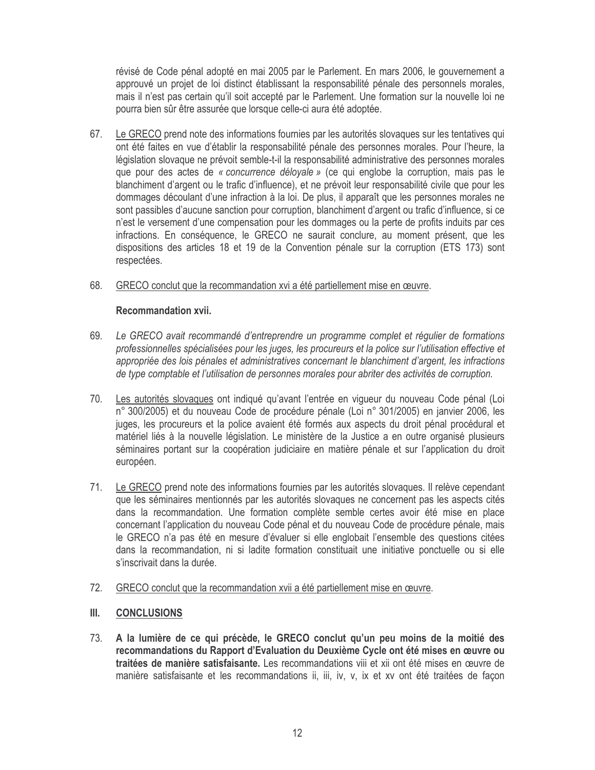révisé de Code pénal adopté en mai 2005 par le Parlement. En mars 2006, le gouvernement a approuvé un projet de loi distinct établissant la responsabilité pénale des personnels morales, mais il n'est pas certain qu'il soit accepté par le Parlement. Une formation sur la nouvelle loi ne pourra bien sûr être assurée que lorsque celle-ci aura été adoptée.

67. Le GRECO prend note des informations fournies par les autorités slovaques sur les tentatives qui ont été faites en vue d'établir la responsabilité pénale des personnes morales. Pour l'heure, la législation slovaque ne prévoit semble-t-il la responsabilité administrative des personnes morales que pour des actes de *« concurrence déloyale »* (ce qui englobe la corruption, mais pas le blanchiment d'argent ou le trafic d'influence), et ne prévoit leur responsabilité civile que pour les dommages découlant d'une infraction à la loi. De plus, il apparaît que les personnes morales ne sont passibles d'aucune sanction pour corruption, blanchiment d'argent ou trafic d'influence, si ce n'est le versement d'une compensation pour les dommages ou la perte de profits induits par ces infractions. En conséquence, le GRECO ne saurait conclure, au moment présent, que les dispositions des articles 18 et 19 de la Convention pénale sur la corruption (ETS 173) sont respectées.

68. GRECO conclut que la recommandation xvi a été partiellement mise en œuvre.

**Recommandation xvii.**

69. *Le GRECO avait recommandé d'entreprendre un programme complet et régulier de formations professionnelles spécialisées pour les juges, les procureurs et la police sur l'utilisation effective et appropriée des lois pénales et administratives concernant le blanchiment d'argent, les infractions de type comptable et l'utilisation de personnes morales pour abriter des activités de corruption.*

70. Les autorités slovaques ont indiqué qu'avant l'entrée en vigueur du nouveau Code pénal (Loi n° 300/2005) et du nouveau Code de procédure pénale (Loi n° 301/2005) en janvier 2006, les juges, les procureurs et la police avaient été formés aux aspects du droit pénal procédural et matériel liés à la nouvelle législation. Le ministère de la Justice a en outre organisé plusieurs séminaires portant sur la coopération judiciaire en matière pénale et sur l'application du droit européen.

71. Le GRECO prend note des informations fournies par les autorités slovaques. Il relève cependant que les séminaires mentionnés par les autorités slovaques ne concernent pas les aspects cités dans la recommandation. Une formation complète semble certes avoir été mise en place concernant l'application du nouveau Code pénal et du nouveau Code de procédure pénale, mais le GRECO n'a pas été en mesure d'évaluer si elle englobait l'ensemble des questions citées dans la recommandation, ni si ladite formation constituait une initiative ponctuelle ou si elle s'inscrivait dans la durée.

72. GRECO conclut que la recommandation xvii a été partiellement mise en œuvre.

## III. CONCLUSIONS

73. **A la lumière de ce qui précède, le GRECO conclut qu'un peu moins de la moitié des recommandations du Rapport d'Evaluation du Deuxième Cycle ont été mises en œuvre ou traitées de manière satisfaisante.** Les recommandations viii et xii ont été mises en œuvre de manière satisfaisante et les recommandations ii, iii, iv, v, ix et xv ont été traitées de façon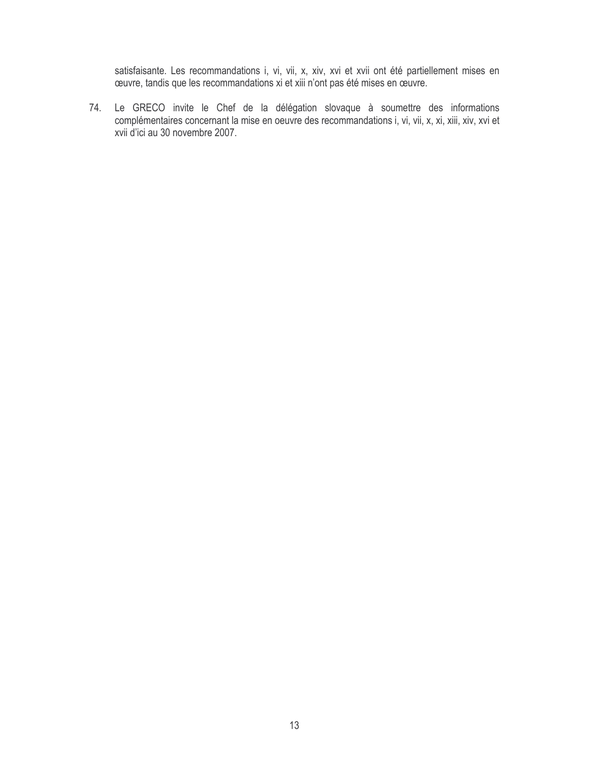satisfaisante. Les recommandations i, vi, vii, x, xiv, xvi et xvii ont été partiellement mises en œuvre, tandis que les recommandations xi et xiii n'ont pas été mises en œuvre.

74. Le GRECO invite le Chef de la délégation slovaque à soumettre des informations complémentaires concernant la mise en oeuvre des recommandations i, vi, vii, x, xi, xiii, xiv, xvi et xvii d'ici au 30 novembre 2007.